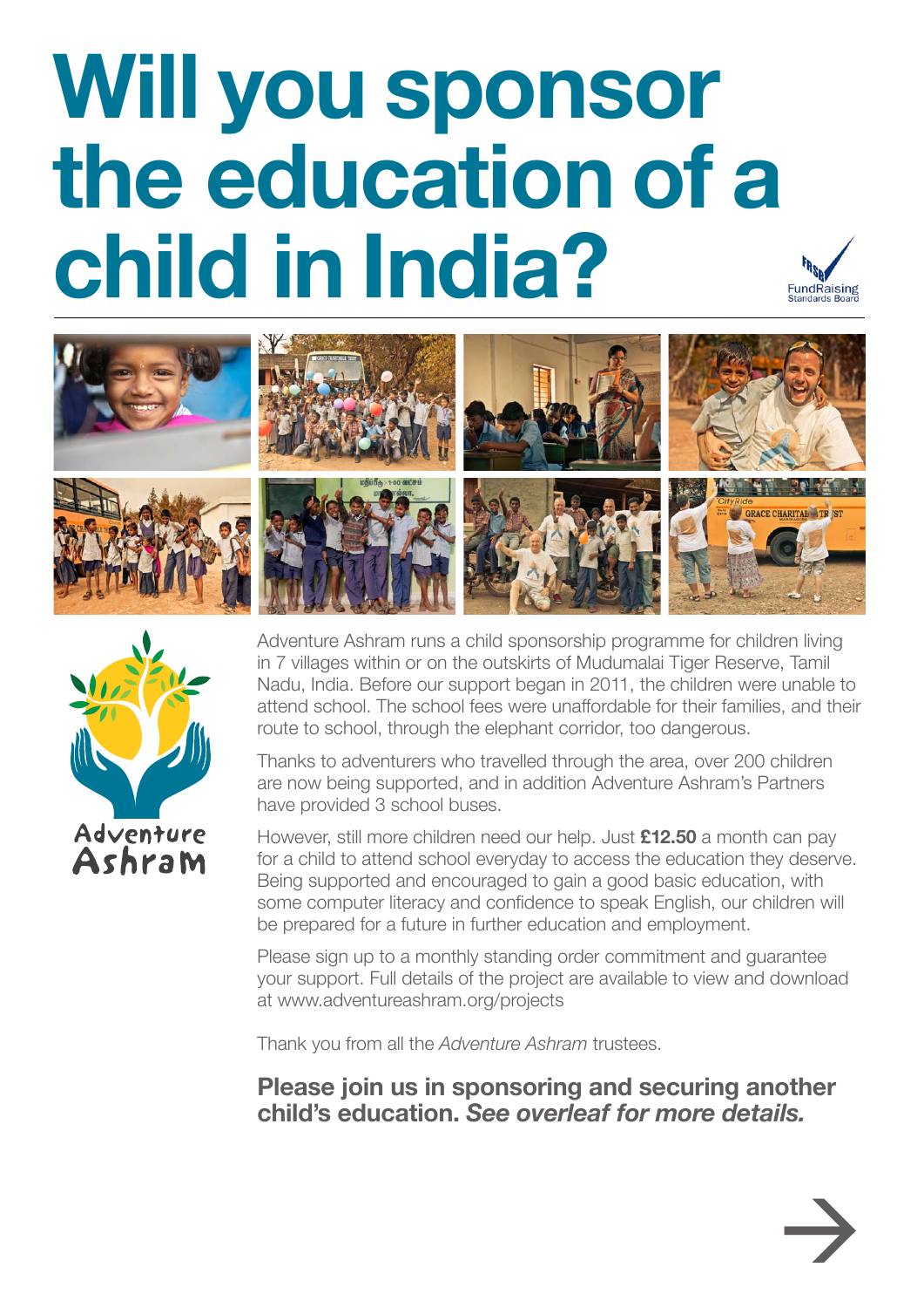# Will you sponsor the education of a child in India?

FundRaising Standards Board

Adventure Ashram

Adventure Ashram runs a child sponsorship programme for children living in 7 villages within or on the outskirts of Mudumalai Tiger Reserve, Tamil Nadu, India. Before our support began in 2011, the children were unable to attend school. The school fees were unaffordable for their families, and their route to school, through the elephant corridor, too dangerous.

Thanks to adventurers who travelled through the area, over 200 children are now being supported, and in addition Adventure Ashram's Partners have provided 3 school buses.

However, still more children need our help. Just **£12.50** a month can pay for a child to attend school everyday to access the education they deserve. Being supported and encouraged to gain a good basic education, with some computer literacy and confidence to speak English, our children will be prepared for a future in further education and employment.

Please sign up to a monthly standing order commitment and guarantee your support. Full details of the project are available to view and download at www.adventureashram.org/projects

Thank you from all the *Adventure Ashram* trustees.

**Please join us in sponsoring and securing another child's education. *See overleaf for more details.***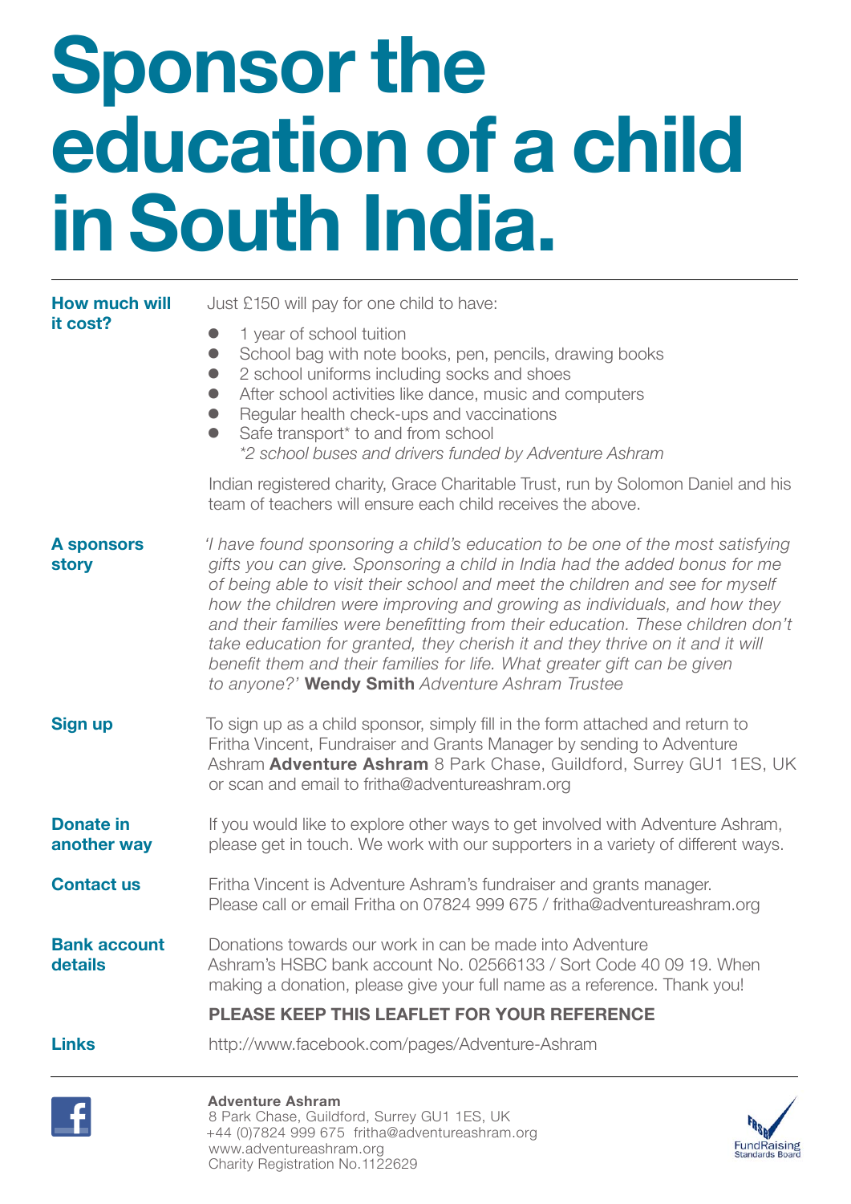# Sponsor the education of a child in South India.

**How much will it cost?**

Just £150 will pay for one child to have:

- 1 year of school tuition
- School bag with note books, pen, pencils, drawing books
- 2 school uniforms including socks and shoes
- After school activities like dance, music and computers
- Regular health check-ups and vaccinations
- Safe transport* to and from school
  *\*2 school buses and drivers funded by Adventure Ashram*

Indian registered charity, Grace Charitable Trust, run by Solomon Daniel and his team of teachers will ensure each child receives the above.

**A sponsors story**

*'I have found sponsoring a child's education to be one of the most satisfying gifts you can give. Sponsoring a child in India had the added bonus for me of being able to visit their school and meet the children and see for myself how the children were improving and growing as individuals, and how they and their families were benefitting from their education. These children don't take education for granted, they cherish it and they thrive on it and it will benefit them and their families for life. What greater gift can be given to anyone?'* **Wendy Smith** *Adventure Ashram Trustee*

**Sign up**

To sign up as a child sponsor, simply fill in the form attached and return to Fritha Vincent, Fundraiser and Grants Manager by sending to Adventure Ashram **Adventure Ashram** 8 Park Chase, Guildford, Surrey GU1 1ES, UK or scan and email to fritha@adventureashram.org

**Donate in another way**

If you would like to explore other ways to get involved with Adventure Ashram, please get in touch. We work with our supporters in a variety of different ways.

**Contact us**

Fritha Vincent is Adventure Ashram's fundraiser and grants manager. Please call or email Fritha on 07824 999 675 / fritha@adventureashram.org

**Bank account details**

Donations towards our work in can be made into Adventure Ashram's HSBC bank account No. 02566133 / Sort Code 40 09 19. When making a donation, please give your full name as a reference. Thank you!

**PLEASE KEEP THIS LEAFLET FOR YOUR REFERENCE**

**Links**

http://www.facebook.com/pages/Adventure-Ashram

**Adventure Ashram**
8 Park Chase, Guildford, Surrey GU1 1ES, UK
+44 (0)7824 999 675 fritha@adventureashram.org
www.adventureashram.org
Charity Registration No.1122629

FundRaising Standards Board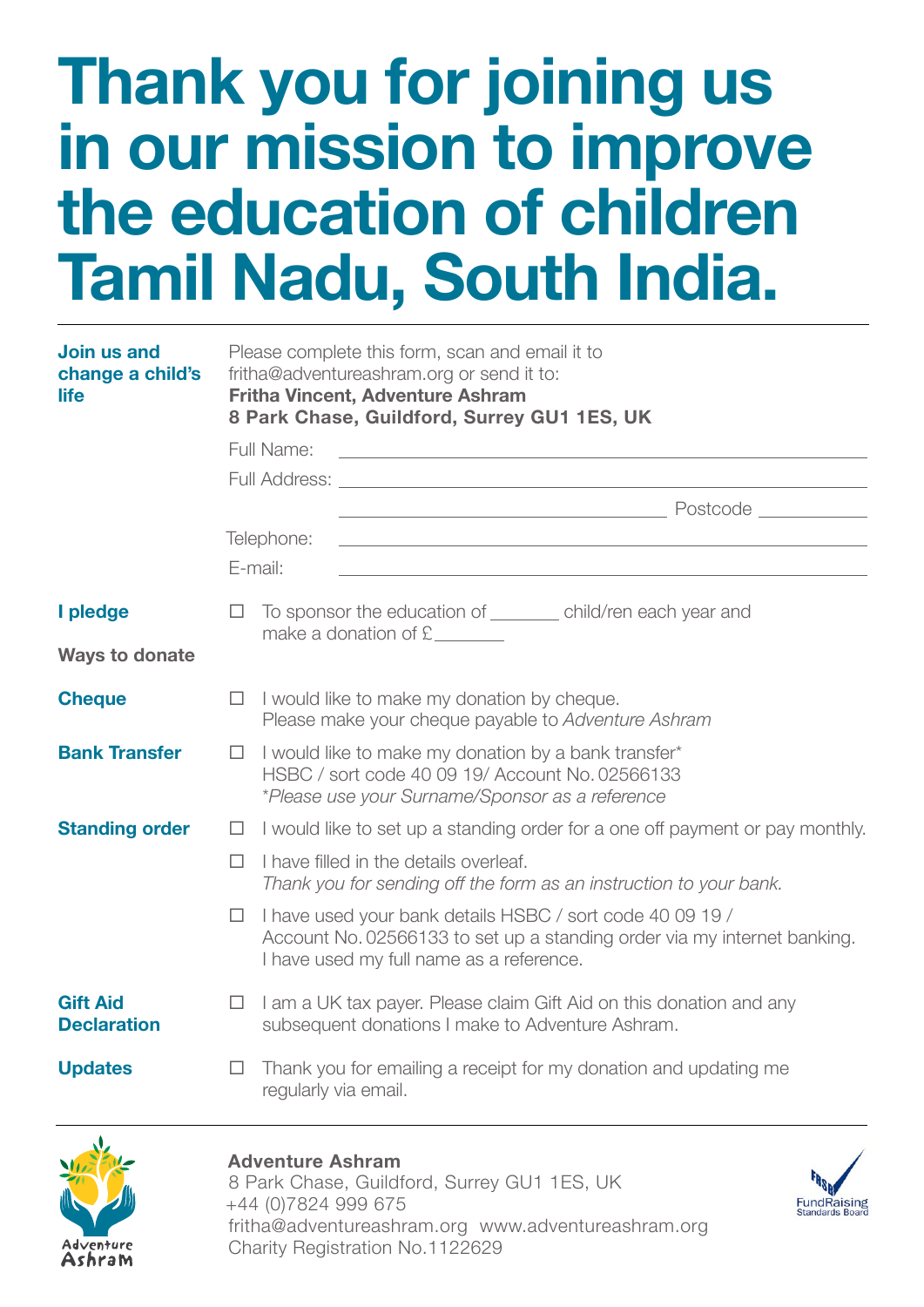# Thank you for joining us in our mission to improve the education of children Tamil Nadu, South India.

**Join us and change a child's life**

Please complete this form, scan and email it to fritha@adventureashram.org or send it to:
**Fritha Vincent, Adventure Ashram**
**8 Park Chase, Guildford, Surrey GU1 1ES, UK**

Full Name: ______________________________

Full Address: ______________________________

______________________________ Postcode ____________

Telephone: ______________________________

E-mail: ______________________________

**I pledge**

☐ To sponsor the education of _______ child/ren each year and make a donation of £_______

**Ways to donate**

**Cheque**

☐ I would like to make my donation by cheque.
Please make your cheque payable to *Adventure Ashram*

**Bank Transfer**

☐ I would like to make my donation by a bank transfer*
HSBC / sort code 40 09 19/ Account No. 02566133
*\*Please use your Surname/Sponsor as a reference*

**Standing order**

☐ I would like to set up a standing order for a one off payment or pay monthly.

☐ I have filled in the details overleaf.
*Thank you for sending off the form as an instruction to your bank.*

☐ I have used your bank details HSBC / sort code 40 09 19 / Account No. 02566133 to set up a standing order via my internet banking. I have used my full name as a reference.

**Gift Aid Declaration**

☐ I am a UK tax payer. Please claim Gift Aid on this donation and any subsequent donations I make to Adventure Ashram.

**Updates**

☐ Thank you for emailing a receipt for my donation and updating me regularly via email.

---

Adventure Ashram

**Adventure Ashram**
8 Park Chase, Guildford, Surrey GU1 1ES, UK
+44 (0)7824 999 675
fritha@adventureashram.org www.adventureashram.org
Charity Registration No.1122629

FundRaising Standards Board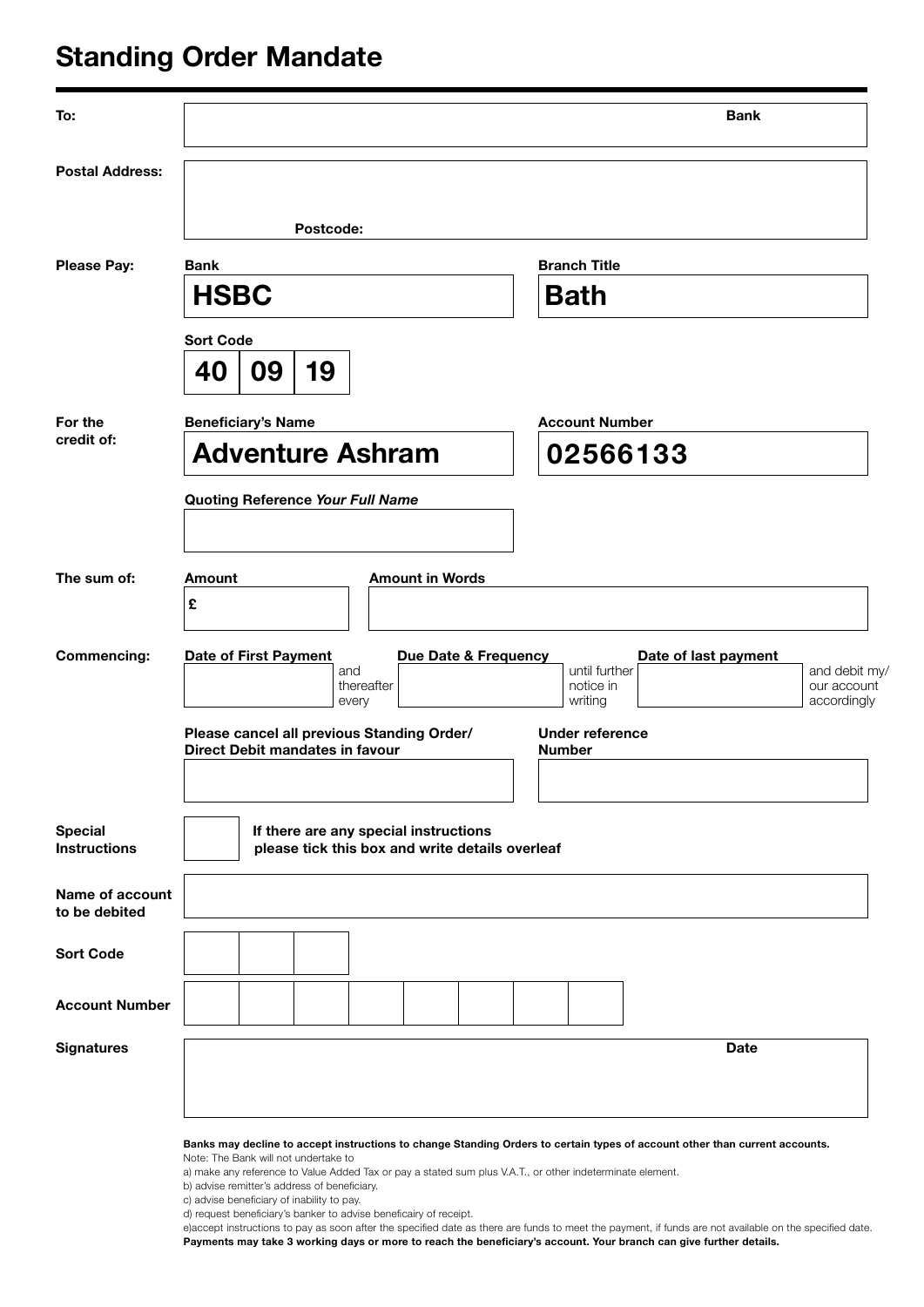# Standing Order Mandate

**To:** **Bank**

**Postal Address:**

**Postcode:**

**Please Pay:**

**Bank**: HSBC

**Branch Title**: Bath

**Sort Code**: 40 | 09 | 19

**For the credit of:**

**Beneficiary's Name**: Adventure Ashram

**Account Number**: 02566133

**Quoting Reference** ***Your Full Name***

**The sum of:**

**Amount** £

**Amount in Words**

**Commencing:**

**Date of First Payment** and thereafter every **Due Date & Frequency** until further notice in writing **Date of last payment** and debit my/ our account accordingly

**Please cancel all previous Standing Order/ Direct Debit mandates in favour**

**Under reference Number**

**Special Instructions**

☐ **If there are any special instructions please tick this box and write details overleaf**

**Name of account to be debited**

**Sort Code**

**Account Number**

**Signatures** **Date**

**Banks may decline to accept instructions to change Standing Orders to certain types of account other than current accounts.**

Note: The Bank will not undertake to

a) make any reference to Value Added Tax or pay a stated sum plus V.A.T., or other indeterminate element.

b) advise remitter's address of beneficiary.

c) advise beneficiary of inability to pay.

d) request beneficiary's banker to advise beneficairy of receipt.

e)accept instructions to pay as soon after the specified date as there are funds to meet the payment, if funds are not available on the specified date.

**Payments may take 3 working days or more to reach the beneficiary's account. Your branch can give further details.**